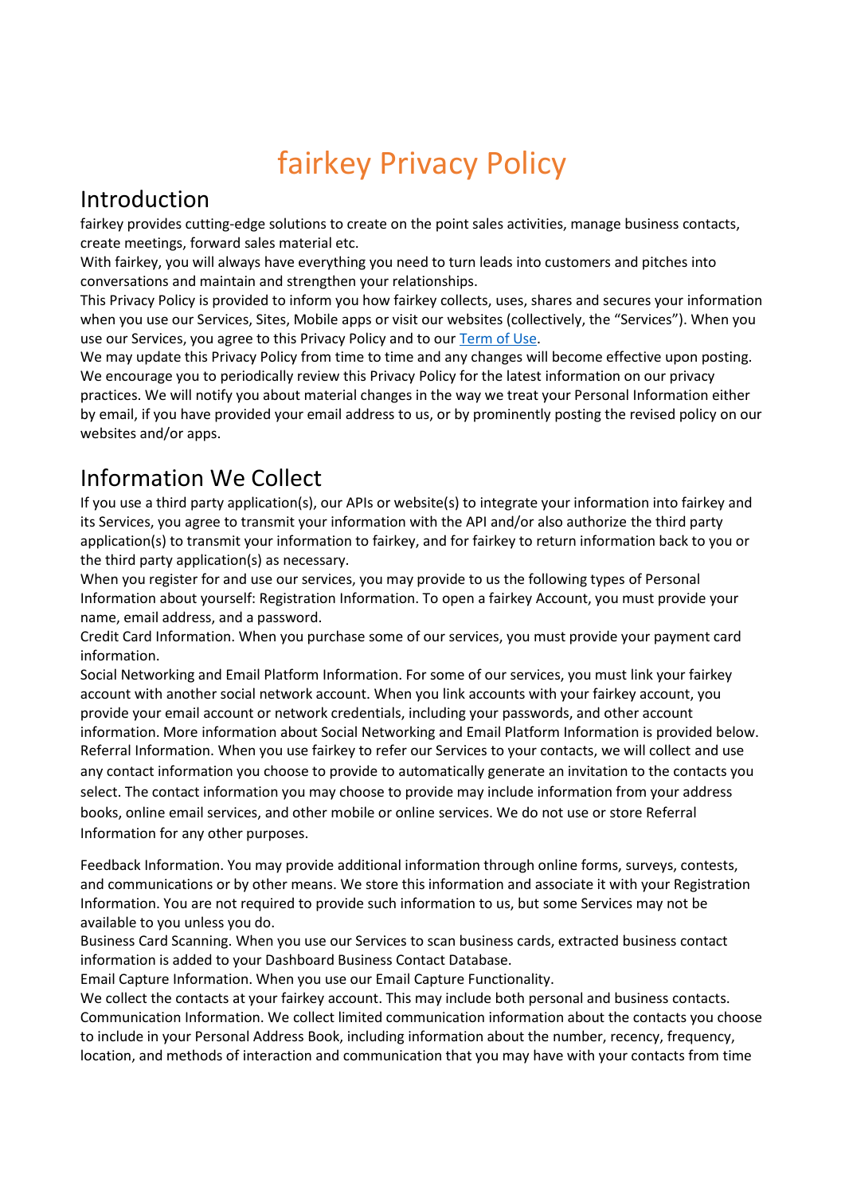# fairkey Privacy Policy

## Introduction

fairkey provides cutting-edge solutions to create on the point sales activities, manage business contacts, create meetings, forward sales material etc.
With fairkey, you will always have everything you need to turn leads into customers and pitches into conversations and maintain and strengthen your relationships.
This Privacy Policy is provided to inform you how fairkey collects, uses, shares and secures your information when you use our Services, Sites, Mobile apps or visit our websites (collectively, the "Services"). When you use our Services, you agree to this Privacy Policy and to our [Term of Use](#).
We may update this Privacy Policy from time to time and any changes will become effective upon posting. We encourage you to periodically review this Privacy Policy for the latest information on our privacy practices. We will notify you about material changes in the way we treat your Personal Information either by email, if you have provided your email address to us, or by prominently posting the revised policy on our websites and/or apps.

## Information We Collect

If you use a third party application(s), our APIs or website(s) to integrate your information into fairkey and its Services, you agree to transmit your information with the API and/or also authorize the third party application(s) to transmit your information to fairkey, and for fairkey to return information back to you or the third party application(s) as necessary.
When you register for and use our services, you may provide to us the following types of Personal Information about yourself: Registration Information. To open a fairkey Account, you must provide your name, email address, and a password.
Credit Card Information. When you purchase some of our services, you must provide your payment card information.
Social Networking and Email Platform Information. For some of our services, you must link your fairkey account with another social network account. When you link accounts with your fairkey account, you provide your email account or network credentials, including your passwords, and other account information. More information about Social Networking and Email Platform Information is provided below.
Referral Information. When you use fairkey to refer our Services to your contacts, we will collect and use any contact information you choose to provide to automatically generate an invitation to the contacts you select. The contact information you may choose to provide may include information from your address books, online email services, and other mobile or online services. We do not use or store Referral Information for any other purposes.

Feedback Information. You may provide additional information through online forms, surveys, contests, and communications or by other means. We store this information and associate it with your Registration Information. You are not required to provide such information to us, but some Services may not be available to you unless you do.
Business Card Scanning. When you use our Services to scan business cards, extracted business contact information is added to your Dashboard Business Contact Database.
Email Capture Information. When you use our Email Capture Functionality.
We collect the contacts at your fairkey account. This may include both personal and business contacts.
Communication Information. We collect limited communication information about the contacts you choose to include in your Personal Address Book, including information about the number, recency, frequency, location, and methods of interaction and communication that you may have with your contacts from time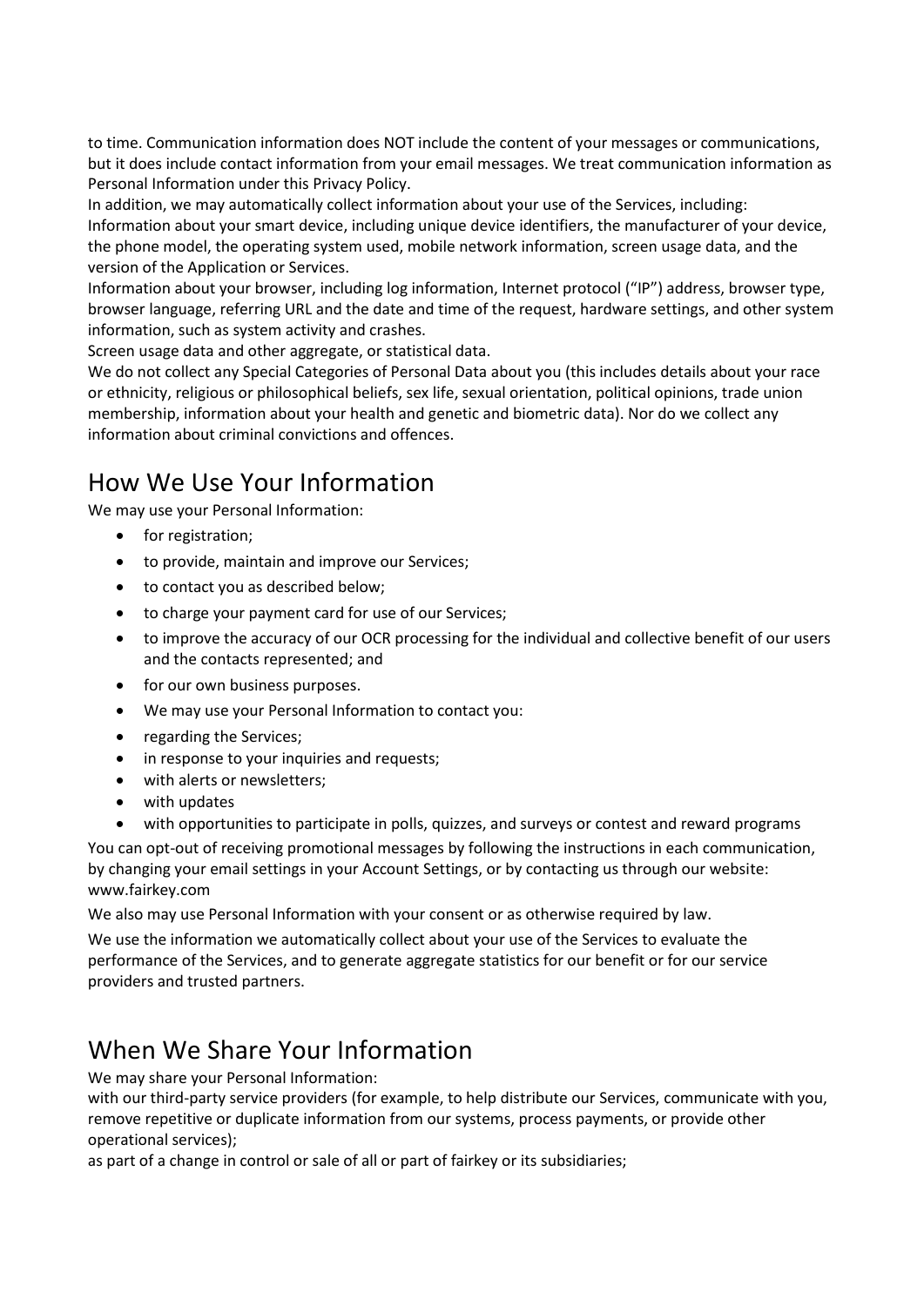to time. Communication information does NOT include the content of your messages or communications, but it does include contact information from your email messages. We treat communication information as Personal Information under this Privacy Policy.

In addition, we may automatically collect information about your use of the Services, including:

Information about your smart device, including unique device identifiers, the manufacturer of your device, the phone model, the operating system used, mobile network information, screen usage data, and the version of the Application or Services.

Information about your browser, including log information, Internet protocol ("IP") address, browser type, browser language, referring URL and the date and time of the request, hardware settings, and other system information, such as system activity and crashes.

Screen usage data and other aggregate, or statistical data.

We do not collect any Special Categories of Personal Data about you (this includes details about your race or ethnicity, religious or philosophical beliefs, sex life, sexual orientation, political opinions, trade union membership, information about your health and genetic and biometric data). Nor do we collect any information about criminal convictions and offences.

# How We Use Your Information

We may use your Personal Information:

- for registration;
- to provide, maintain and improve our Services;
- to contact you as described below;
- to charge your payment card for use of our Services;
- to improve the accuracy of our OCR processing for the individual and collective benefit of our users and the contacts represented; and
- for our own business purposes.
- We may use your Personal Information to contact you:
- regarding the Services;
- in response to your inquiries and requests;
- with alerts or newsletters;
- with updates
- with opportunities to participate in polls, quizzes, and surveys or contest and reward programs

You can opt-out of receiving promotional messages by following the instructions in each communication, by changing your email settings in your Account Settings, or by contacting us through our website: www.fairkey.com

We also may use Personal Information with your consent or as otherwise required by law.

We use the information we automatically collect about your use of the Services to evaluate the performance of the Services, and to generate aggregate statistics for our benefit or for our service providers and trusted partners.

# When We Share Your Information

We may share your Personal Information:

with our third-party service providers (for example, to help distribute our Services, communicate with you, remove repetitive or duplicate information from our systems, process payments, or provide other operational services);

as part of a change in control or sale of all or part of fairkey or its subsidiaries;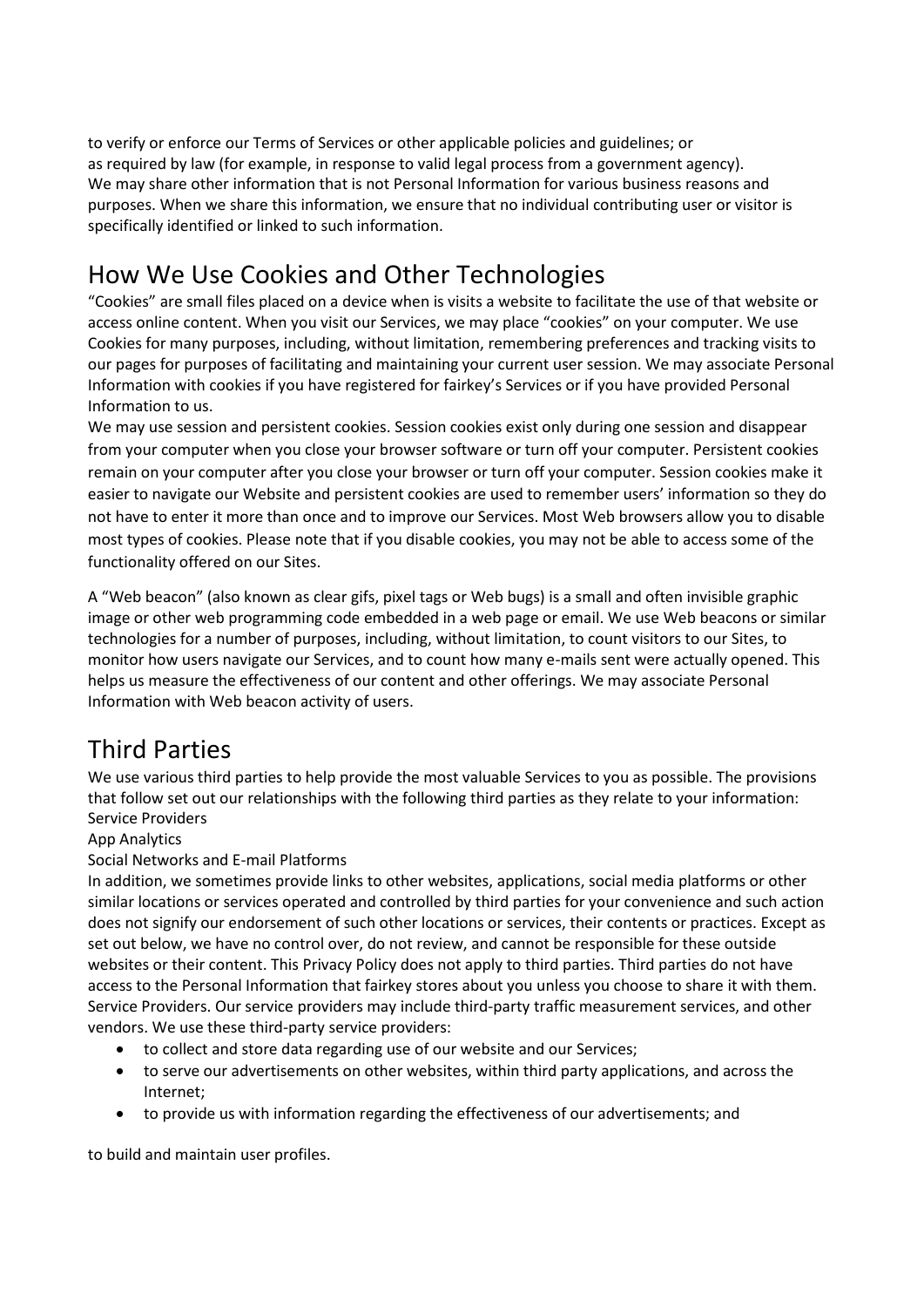to verify or enforce our Terms of Services or other applicable policies and guidelines; or
as required by law (for example, in response to valid legal process from a government agency).
We may share other information that is not Personal Information for various business reasons and purposes. When we share this information, we ensure that no individual contributing user or visitor is specifically identified or linked to such information.

## How We Use Cookies and Other Technologies

"Cookies" are small files placed on a device when is visits a website to facilitate the use of that website or access online content. When you visit our Services, we may place "cookies" on your computer. We use Cookies for many purposes, including, without limitation, remembering preferences and tracking visits to our pages for purposes of facilitating and maintaining your current user session. We may associate Personal Information with cookies if you have registered for fairkey's Services or if you have provided Personal Information to us.
We may use session and persistent cookies. Session cookies exist only during one session and disappear from your computer when you close your browser software or turn off your computer. Persistent cookies remain on your computer after you close your browser or turn off your computer. Session cookies make it easier to navigate our Website and persistent cookies are used to remember users' information so they do not have to enter it more than once and to improve our Services. Most Web browsers allow you to disable most types of cookies. Please note that if you disable cookies, you may not be able to access some of the functionality offered on our Sites.

A "Web beacon" (also known as clear gifs, pixel tags or Web bugs) is a small and often invisible graphic image or other web programming code embedded in a web page or email. We use Web beacons or similar technologies for a number of purposes, including, without limitation, to count visitors to our Sites, to monitor how users navigate our Services, and to count how many e-mails sent were actually opened. This helps us measure the effectiveness of our content and other offerings. We may associate Personal Information with Web beacon activity of users.

## Third Parties

We use various third parties to help provide the most valuable Services to you as possible. The provisions that follow set out our relationships with the following third parties as they relate to your information:
Service Providers
App Analytics
Social Networks and E-mail Platforms
In addition, we sometimes provide links to other websites, applications, social media platforms or other similar locations or services operated and controlled by third parties for your convenience and such action does not signify our endorsement of such other locations or services, their contents or practices. Except as set out below, we have no control over, do not review, and cannot be responsible for these outside websites or their content. This Privacy Policy does not apply to third parties. Third parties do not have access to the Personal Information that fairkey stores about you unless you choose to share it with them.
Service Providers. Our service providers may include third-party traffic measurement services, and other vendors. We use these third-party service providers:

- to collect and store data regarding use of our website and our Services;
- to serve our advertisements on other websites, within third party applications, and across the Internet;
- to provide us with information regarding the effectiveness of our advertisements; and

to build and maintain user profiles.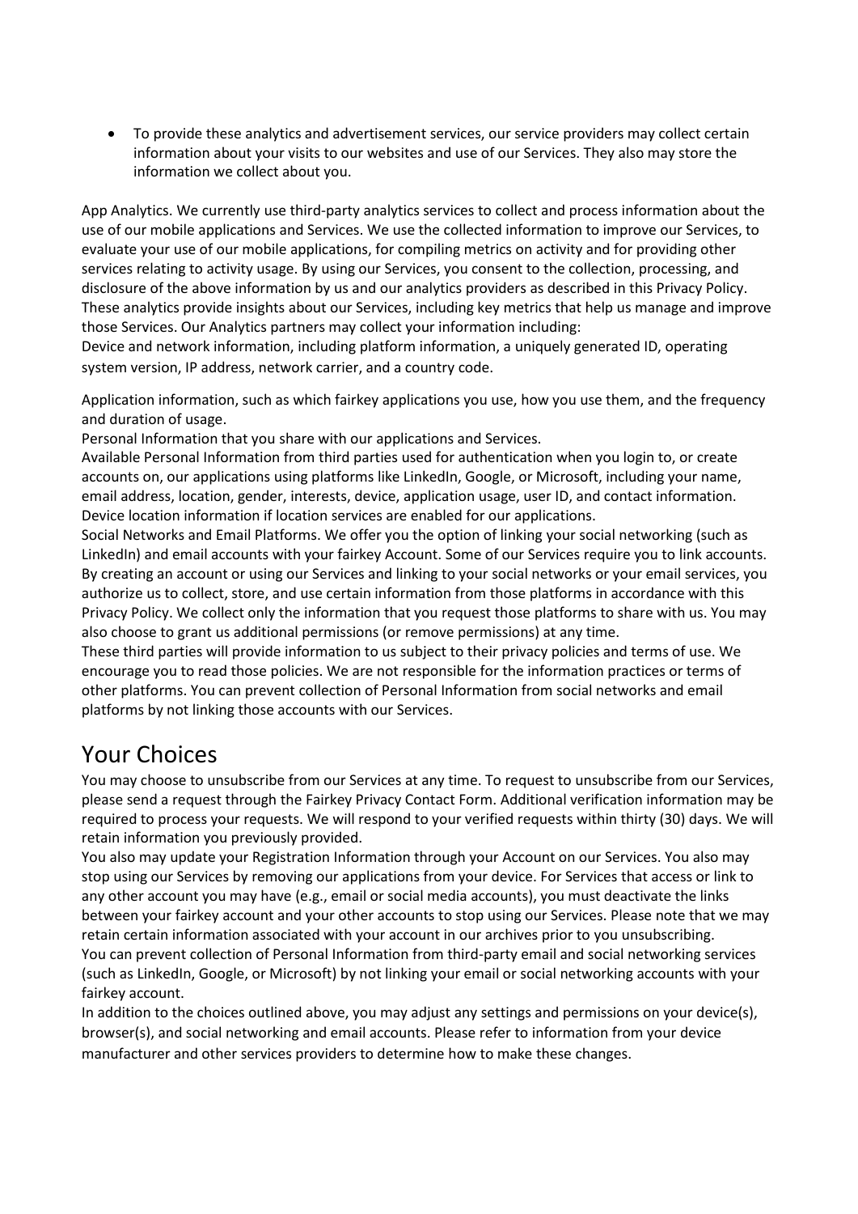- To provide these analytics and advertisement services, our service providers may collect certain information about your visits to our websites and use of our Services. They also may store the information we collect about you.

App Analytics. We currently use third-party analytics services to collect and process information about the use of our mobile applications and Services. We use the collected information to improve our Services, to evaluate your use of our mobile applications, for compiling metrics on activity and for providing other services relating to activity usage. By using our Services, you consent to the collection, processing, and disclosure of the above information by us and our analytics providers as described in this Privacy Policy. These analytics provide insights about our Services, including key metrics that help us manage and improve those Services. Our Analytics partners may collect your information including:
Device and network information, including platform information, a uniquely generated ID, operating system version, IP address, network carrier, and a country code.

Application information, such as which fairkey applications you use, how you use them, and the frequency and duration of usage.
Personal Information that you share with our applications and Services.
Available Personal Information from third parties used for authentication when you login to, or create accounts on, our applications using platforms like LinkedIn, Google, or Microsoft, including your name, email address, location, gender, interests, device, application usage, user ID, and contact information.
Device location information if location services are enabled for our applications.
Social Networks and Email Platforms. We offer you the option of linking your social networking (such as LinkedIn) and email accounts with your fairkey Account. Some of our Services require you to link accounts. By creating an account or using our Services and linking to your social networks or your email services, you authorize us to collect, store, and use certain information from those platforms in accordance with this Privacy Policy. We collect only the information that you request those platforms to share with us. You may also choose to grant us additional permissions (or remove permissions) at any time.
These third parties will provide information to us subject to their privacy policies and terms of use. We encourage you to read those policies. We are not responsible for the information practices or terms of other platforms. You can prevent collection of Personal Information from social networks and email platforms by not linking those accounts with our Services.

# Your Choices

You may choose to unsubscribe from our Services at any time. To request to unsubscribe from our Services, please send a request through the Fairkey Privacy Contact Form. Additional verification information may be required to process your requests. We will respond to your verified requests within thirty (30) days. We will retain information you previously provided.
You also may update your Registration Information through your Account on our Services. You also may stop using our Services by removing our applications from your device. For Services that access or link to any other account you may have (e.g., email or social media accounts), you must deactivate the links between your fairkey account and your other accounts to stop using our Services. Please note that we may retain certain information associated with your account in our archives prior to you unsubscribing.
You can prevent collection of Personal Information from third-party email and social networking services (such as LinkedIn, Google, or Microsoft) by not linking your email or social networking accounts with your fairkey account.
In addition to the choices outlined above, you may adjust any settings and permissions on your device(s), browser(s), and social networking and email accounts. Please refer to information from your device manufacturer and other services providers to determine how to make these changes.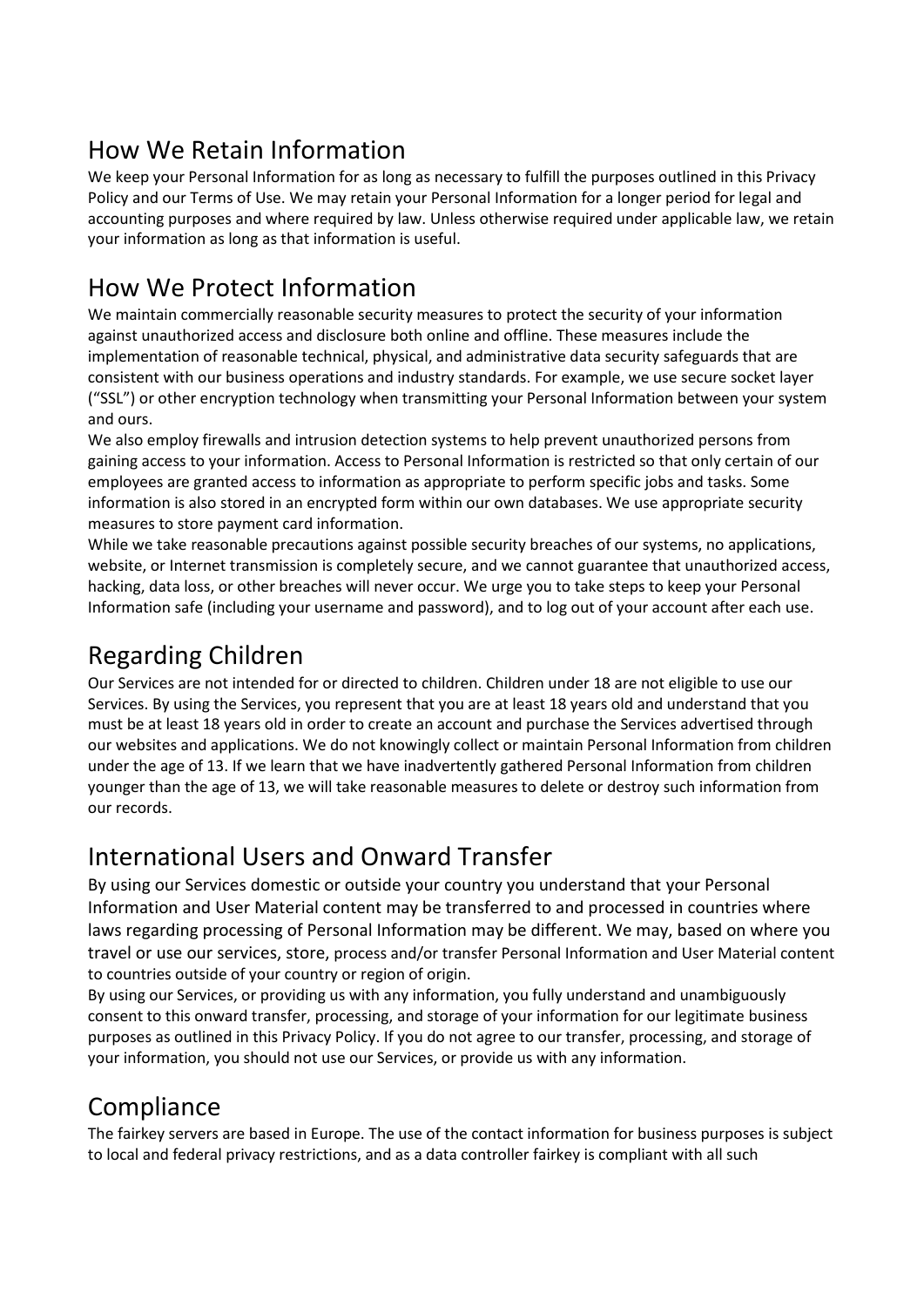## How We Retain Information

We keep your Personal Information for as long as necessary to fulfill the purposes outlined in this Privacy Policy and our Terms of Use. We may retain your Personal Information for a longer period for legal and accounting purposes and where required by law. Unless otherwise required under applicable law, we retain your information as long as that information is useful.

## How We Protect Information

We maintain commercially reasonable security measures to protect the security of your information against unauthorized access and disclosure both online and offline. These measures include the implementation of reasonable technical, physical, and administrative data security safeguards that are consistent with our business operations and industry standards. For example, we use secure socket layer ("SSL") or other encryption technology when transmitting your Personal Information between your system and ours.

We also employ firewalls and intrusion detection systems to help prevent unauthorized persons from gaining access to your information. Access to Personal Information is restricted so that only certain of our employees are granted access to information as appropriate to perform specific jobs and tasks. Some information is also stored in an encrypted form within our own databases. We use appropriate security measures to store payment card information.

While we take reasonable precautions against possible security breaches of our systems, no applications, website, or Internet transmission is completely secure, and we cannot guarantee that unauthorized access, hacking, data loss, or other breaches will never occur. We urge you to take steps to keep your Personal Information safe (including your username and password), and to log out of your account after each use.

## Regarding Children

Our Services are not intended for or directed to children. Children under 18 are not eligible to use our Services. By using the Services, you represent that you are at least 18 years old and understand that you must be at least 18 years old in order to create an account and purchase the Services advertised through our websites and applications. We do not knowingly collect or maintain Personal Information from children under the age of 13. If we learn that we have inadvertently gathered Personal Information from children younger than the age of 13, we will take reasonable measures to delete or destroy such information from our records.

## International Users and Onward Transfer

By using our Services domestic or outside your country you understand that your Personal Information and User Material content may be transferred to and processed in countries where laws regarding processing of Personal Information may be different. We may, based on where you travel or use our services, store, process and/or transfer Personal Information and User Material content to countries outside of your country or region of origin.

By using our Services, or providing us with any information, you fully understand and unambiguously consent to this onward transfer, processing, and storage of your information for our legitimate business purposes as outlined in this Privacy Policy. If you do not agree to our transfer, processing, and storage of your information, you should not use our Services, or provide us with any information.

## Compliance

The fairkey servers are based in Europe. The use of the contact information for business purposes is subject to local and federal privacy restrictions, and as a data controller fairkey is compliant with all such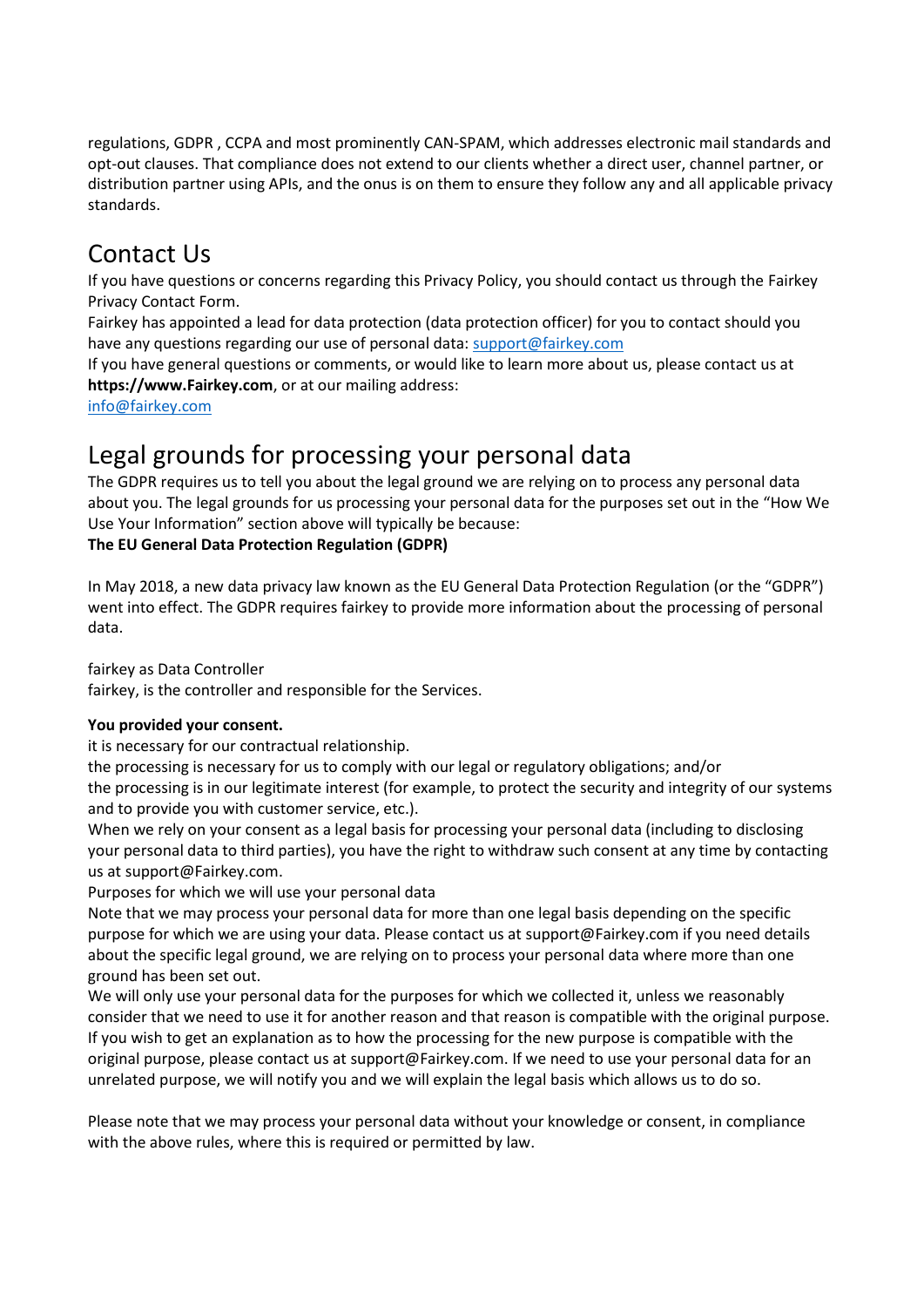regulations, GDPR , CCPA and most prominently CAN-SPAM, which addresses electronic mail standards and opt-out clauses. That compliance does not extend to our clients whether a direct user, channel partner, or distribution partner using APIs, and the onus is on them to ensure they follow any and all applicable privacy standards.

## Contact Us

If you have questions or concerns regarding this Privacy Policy, you should contact us through the Fairkey Privacy Contact Form.

Fairkey has appointed a lead for data protection (data protection officer) for you to contact should you have any questions regarding our use of personal data: support@fairkey.com

If you have general questions or comments, or would like to learn more about us, please contact us at **https://www.Fairkey.com**, or at our mailing address:

info@fairkey.com

## Legal grounds for processing your personal data

The GDPR requires us to tell you about the legal ground we are relying on to process any personal data about you. The legal grounds for us processing your personal data for the purposes set out in the "How We Use Your Information" section above will typically be because:

**The EU General Data Protection Regulation (GDPR)**

In May 2018, a new data privacy law known as the EU General Data Protection Regulation (or the "GDPR") went into effect. The GDPR requires fairkey to provide more information about the processing of personal data.

fairkey as Data Controller

fairkey, is the controller and responsible for the Services.

**You provided your consent.**

it is necessary for our contractual relationship.

the processing is necessary for us to comply with our legal or regulatory obligations; and/or

the processing is in our legitimate interest (for example, to protect the security and integrity of our systems and to provide you with customer service, etc.).

When we rely on your consent as a legal basis for processing your personal data (including to disclosing your personal data to third parties), you have the right to withdraw such consent at any time by contacting us at support@Fairkey.com.

Purposes for which we will use your personal data

Note that we may process your personal data for more than one legal basis depending on the specific purpose for which we are using your data. Please contact us at support@Fairkey.com if you need details about the specific legal ground, we are relying on to process your personal data where more than one ground has been set out.

We will only use your personal data for the purposes for which we collected it, unless we reasonably consider that we need to use it for another reason and that reason is compatible with the original purpose. If you wish to get an explanation as to how the processing for the new purpose is compatible with the original purpose, please contact us at support@Fairkey.com. If we need to use your personal data for an unrelated purpose, we will notify you and we will explain the legal basis which allows us to do so.

Please note that we may process your personal data without your knowledge or consent, in compliance with the above rules, where this is required or permitted by law.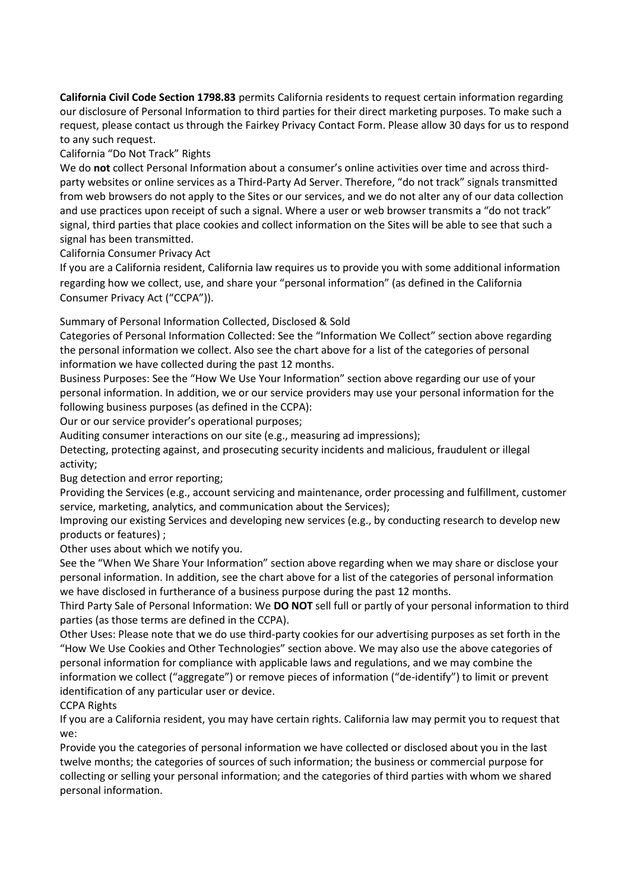**California Civil Code Section 1798.83** permits California residents to request certain information regarding our disclosure of Personal Information to third parties for their direct marketing purposes. To make such a request, please contact us through the Fairkey Privacy Contact Form. Please allow 30 days for us to respond to any such request.

California "Do Not Track" Rights

We do **not** collect Personal Information about a consumer's online activities over time and across third-party websites or online services as a Third-Party Ad Server. Therefore, "do not track" signals transmitted from web browsers do not apply to the Sites or our services, and we do not alter any of our data collection and use practices upon receipt of such a signal. Where a user or web browser transmits a "do not track" signal, third parties that place cookies and collect information on the Sites will be able to see that such a signal has been transmitted.

California Consumer Privacy Act

If you are a California resident, California law requires us to provide you with some additional information regarding how we collect, use, and share your "personal information" (as defined in the California Consumer Privacy Act ("CCPA")).

Summary of Personal Information Collected, Disclosed & Sold

Categories of Personal Information Collected: See the "Information We Collect" section above regarding the personal information we collect. Also see the chart above for a list of the categories of personal information we have collected during the past 12 months.

Business Purposes: See the "How We Use Your Information" section above regarding our use of your personal information. In addition, we or our service providers may use your personal information for the following business purposes (as defined in the CCPA):

Our or our service provider's operational purposes;

Auditing consumer interactions on our site (e.g., measuring ad impressions);

Detecting, protecting against, and prosecuting security incidents and malicious, fraudulent or illegal activity;

Bug detection and error reporting;

Providing the Services (e.g., account servicing and maintenance, order processing and fulfillment, customer service, marketing, analytics, and communication about the Services);

Improving our existing Services and developing new services (e.g., by conducting research to develop new products or features) ;

Other uses about which we notify you.

See the "When We Share Your Information" section above regarding when we may share or disclose your personal information. In addition, see the chart above for a list of the categories of personal information we have disclosed in furtherance of a business purpose during the past 12 months.

Third Party Sale of Personal Information: We **DO NOT** sell full or partly of your personal information to third parties (as those terms are defined in the CCPA).

Other Uses: Please note that we do use third-party cookies for our advertising purposes as set forth in the "How We Use Cookies and Other Technologies" section above. We may also use the above categories of personal information for compliance with applicable laws and regulations, and we may combine the information we collect ("aggregate") or remove pieces of information ("de-identify") to limit or prevent identification of any particular user or device.

CCPA Rights

If you are a California resident, you may have certain rights. California law may permit you to request that we:

Provide you the categories of personal information we have collected or disclosed about you in the last twelve months; the categories of sources of such information; the business or commercial purpose for collecting or selling your personal information; and the categories of third parties with whom we shared personal information.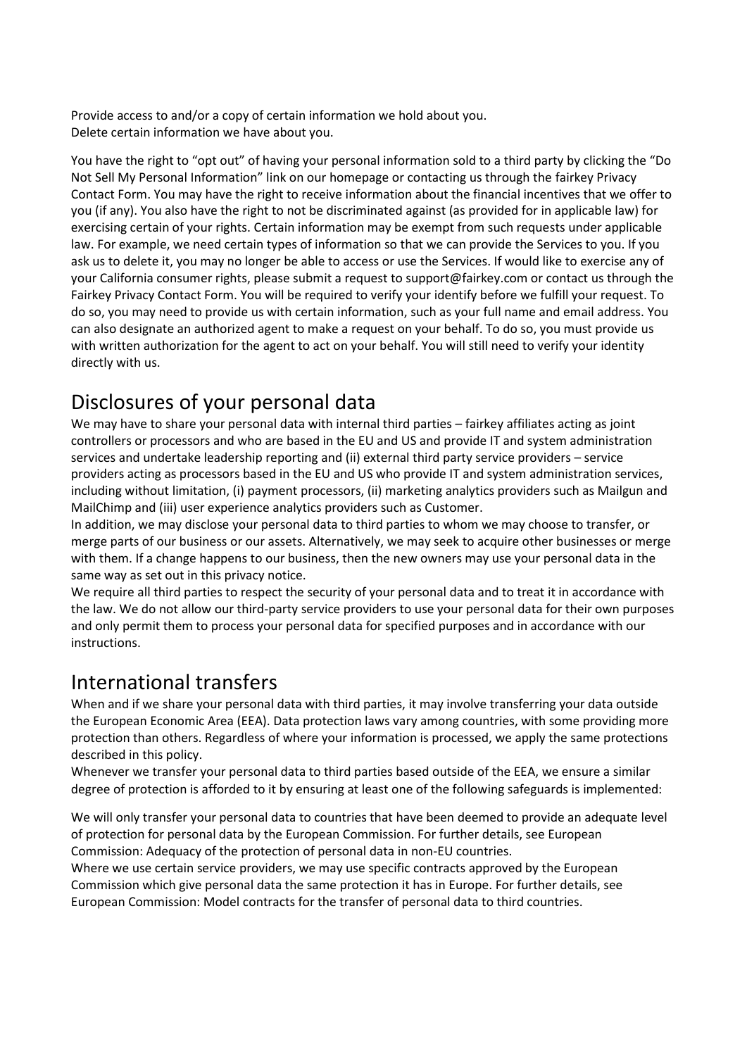Provide access to and/or a copy of certain information we hold about you.
Delete certain information we have about you.

You have the right to "opt out" of having your personal information sold to a third party by clicking the "Do Not Sell My Personal Information" link on our homepage or contacting us through the fairkey Privacy Contact Form. You may have the right to receive information about the financial incentives that we offer to you (if any). You also have the right to not be discriminated against (as provided for in applicable law) for exercising certain of your rights. Certain information may be exempt from such requests under applicable law. For example, we need certain types of information so that we can provide the Services to you. If you ask us to delete it, you may no longer be able to access or use the Services. If would like to exercise any of your California consumer rights, please submit a request to support@fairkey.com or contact us through the Fairkey Privacy Contact Form. You will be required to verify your identify before we fulfill your request. To do so, you may need to provide us with certain information, such as your full name and email address. You can also designate an authorized agent to make a request on your behalf. To do so, you must provide us with written authorization for the agent to act on your behalf. You will still need to verify your identity directly with us.

# Disclosures of your personal data

We may have to share your personal data with internal third parties – fairkey affiliates acting as joint controllers or processors and who are based in the EU and US and provide IT and system administration services and undertake leadership reporting and (ii) external third party service providers – service providers acting as processors based in the EU and US who provide IT and system administration services, including without limitation, (i) payment processors, (ii) marketing analytics providers such as Mailgun and MailChimp and (iii) user experience analytics providers such as Customer.
In addition, we may disclose your personal data to third parties to whom we may choose to transfer, or merge parts of our business or our assets. Alternatively, we may seek to acquire other businesses or merge with them. If a change happens to our business, then the new owners may use your personal data in the same way as set out in this privacy notice.
We require all third parties to respect the security of your personal data and to treat it in accordance with the law. We do not allow our third-party service providers to use your personal data for their own purposes and only permit them to process your personal data for specified purposes and in accordance with our instructions.

# International transfers

When and if we share your personal data with third parties, it may involve transferring your data outside the European Economic Area (EEA). Data protection laws vary among countries, with some providing more protection than others. Regardless of where your information is processed, we apply the same protections described in this policy.
Whenever we transfer your personal data to third parties based outside of the EEA, we ensure a similar degree of protection is afforded to it by ensuring at least one of the following safeguards is implemented:

We will only transfer your personal data to countries that have been deemed to provide an adequate level of protection for personal data by the European Commission. For further details, see European Commission: Adequacy of the protection of personal data in non-EU countries.
Where we use certain service providers, we may use specific contracts approved by the European Commission which give personal data the same protection it has in Europe. For further details, see European Commission: Model contracts for the transfer of personal data to third countries.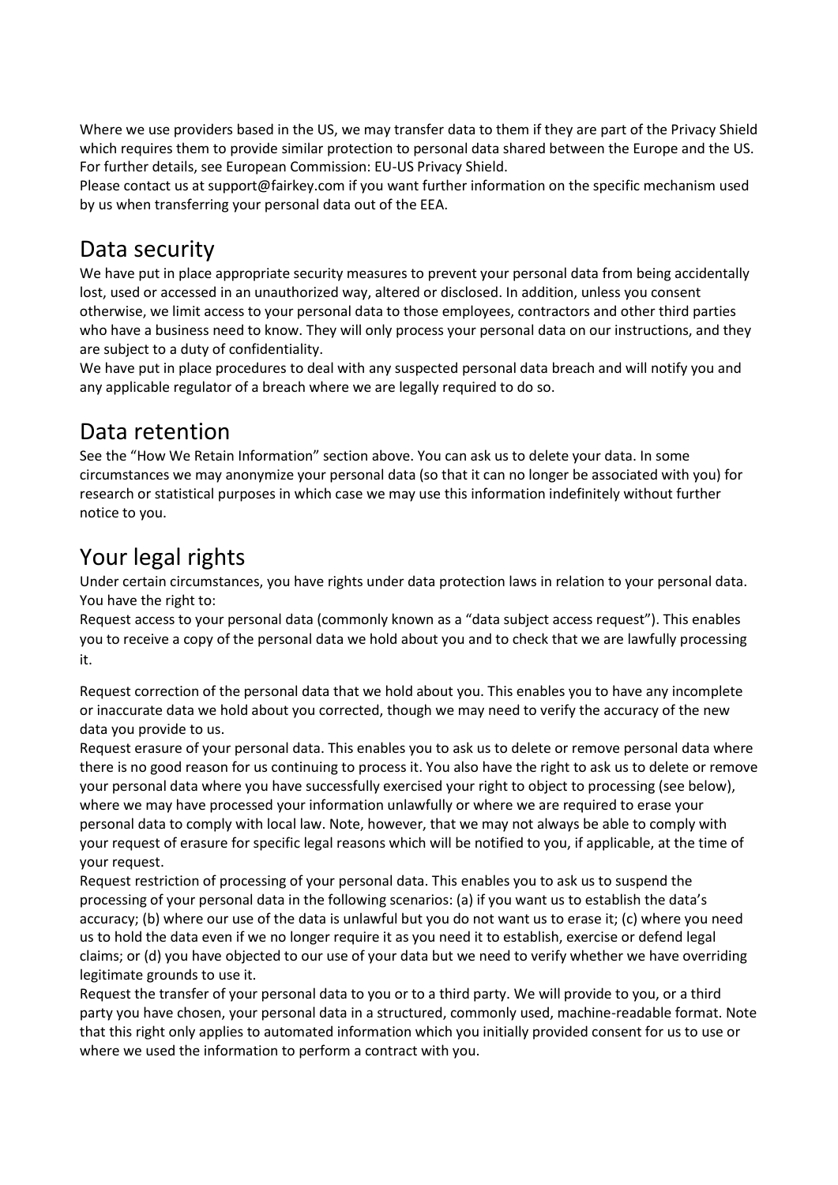Where we use providers based in the US, we may transfer data to them if they are part of the Privacy Shield which requires them to provide similar protection to personal data shared between the Europe and the US. For further details, see European Commission: EU-US Privacy Shield.

Please contact us at support@fairkey.com if you want further information on the specific mechanism used by us when transferring your personal data out of the EEA.

## Data security

We have put in place appropriate security measures to prevent your personal data from being accidentally lost, used or accessed in an unauthorized way, altered or disclosed. In addition, unless you consent otherwise, we limit access to your personal data to those employees, contractors and other third parties who have a business need to know. They will only process your personal data on our instructions, and they are subject to a duty of confidentiality.

We have put in place procedures to deal with any suspected personal data breach and will notify you and any applicable regulator of a breach where we are legally required to do so.

## Data retention

See the "How We Retain Information" section above. You can ask us to delete your data. In some circumstances we may anonymize your personal data (so that it can no longer be associated with you) for research or statistical purposes in which case we may use this information indefinitely without further notice to you.

## Your legal rights

Under certain circumstances, you have rights under data protection laws in relation to your personal data. You have the right to:

Request access to your personal data (commonly known as a "data subject access request"). This enables you to receive a copy of the personal data we hold about you and to check that we are lawfully processing it.

Request correction of the personal data that we hold about you. This enables you to have any incomplete or inaccurate data we hold about you corrected, though we may need to verify the accuracy of the new data you provide to us.

Request erasure of your personal data. This enables you to ask us to delete or remove personal data where there is no good reason for us continuing to process it. You also have the right to ask us to delete or remove your personal data where you have successfully exercised your right to object to processing (see below), where we may have processed your information unlawfully or where we are required to erase your personal data to comply with local law. Note, however, that we may not always be able to comply with your request of erasure for specific legal reasons which will be notified to you, if applicable, at the time of your request.

Request restriction of processing of your personal data. This enables you to ask us to suspend the processing of your personal data in the following scenarios: (a) if you want us to establish the data's accuracy; (b) where our use of the data is unlawful but you do not want us to erase it; (c) where you need us to hold the data even if we no longer require it as you need it to establish, exercise or defend legal claims; or (d) you have objected to our use of your data but we need to verify whether we have overriding legitimate grounds to use it.

Request the transfer of your personal data to you or to a third party. We will provide to you, or a third party you have chosen, your personal data in a structured, commonly used, machine-readable format. Note that this right only applies to automated information which you initially provided consent for us to use or where we used the information to perform a contract with you.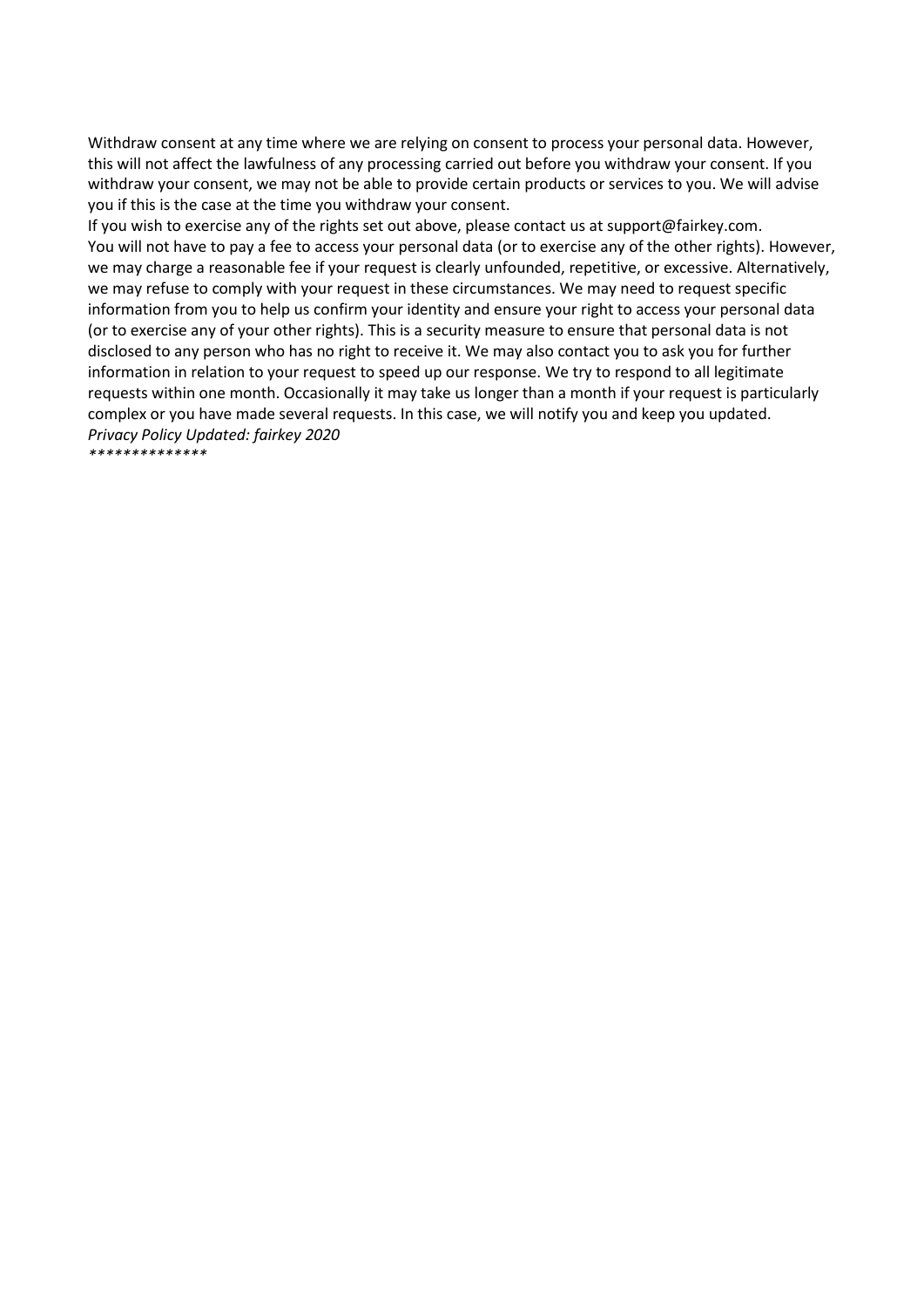Withdraw consent at any time where we are relying on consent to process your personal data. However, this will not affect the lawfulness of any processing carried out before you withdraw your consent. If you withdraw your consent, we may not be able to provide certain products or services to you. We will advise you if this is the case at the time you withdraw your consent.

If you wish to exercise any of the rights set out above, please contact us at support@fairkey.com.

You will not have to pay a fee to access your personal data (or to exercise any of the other rights). However, we may charge a reasonable fee if your request is clearly unfounded, repetitive, or excessive. Alternatively, we may refuse to comply with your request in these circumstances. We may need to request specific information from you to help us confirm your identity and ensure your right to access your personal data (or to exercise any of your other rights). This is a security measure to ensure that personal data is not disclosed to any person who has no right to receive it. We may also contact you to ask you for further information in relation to your request to speed up our response. We try to respond to all legitimate requests within one month. Occasionally it may take us longer than a month if your request is particularly complex or you have made several requests. In this case, we will notify you and keep you updated.

*Privacy Policy Updated: fairkey 2020*

**************